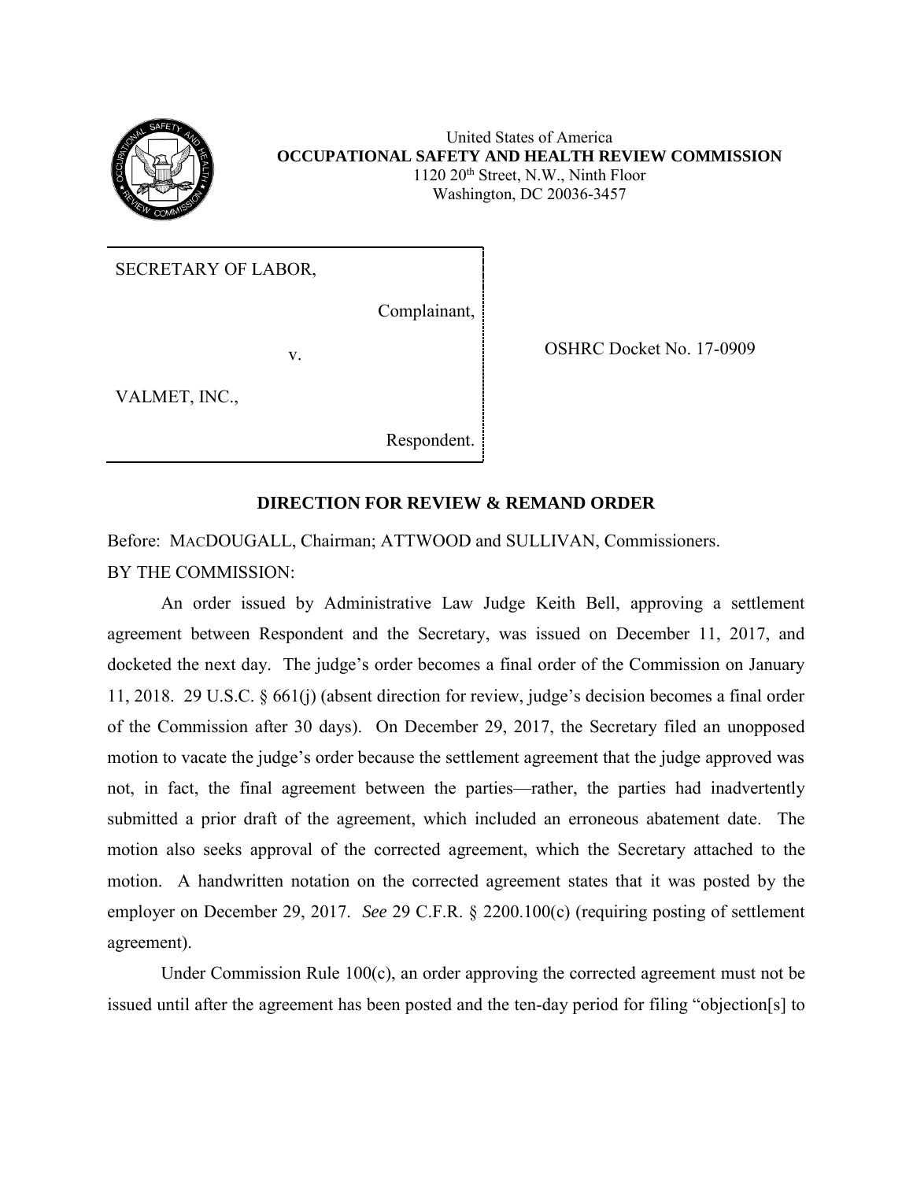United States of America
**OCCUPATIONAL SAFETY AND HEALTH REVIEW COMMISSION**
1120 20th Street, N.W., Ninth Floor
Washington, DC 20036-3457

| | |
|---|---|
| SECRETARY OF LABOR, Complainant, v. VALMET, INC., Respondent. | OSHRC Docket No. 17-0909 |

## DIRECTION FOR REVIEW & REMAND ORDER

Before: MACDOUGALL, Chairman; ATTWOOD and SULLIVAN, Commissioners.

BY THE COMMISSION:

An order issued by Administrative Law Judge Keith Bell, approving a settlement agreement between Respondent and the Secretary, was issued on December 11, 2017, and docketed the next day. The judge's order becomes a final order of the Commission on January 11, 2018. 29 U.S.C. § 661(j) (absent direction for review, judge's decision becomes a final order of the Commission after 30 days). On December 29, 2017, the Secretary filed an unopposed motion to vacate the judge's order because the settlement agreement that the judge approved was not, in fact, the final agreement between the parties—rather, the parties had inadvertently submitted a prior draft of the agreement, which included an erroneous abatement date. The motion also seeks approval of the corrected agreement, which the Secretary attached to the motion. A handwritten notation on the corrected agreement states that it was posted by the employer on December 29, 2017. *See* 29 C.F.R. § 2200.100(c) (requiring posting of settlement agreement).

Under Commission Rule 100(c), an order approving the corrected agreement must not be issued until after the agreement has been posted and the ten-day period for filing "objection[s] to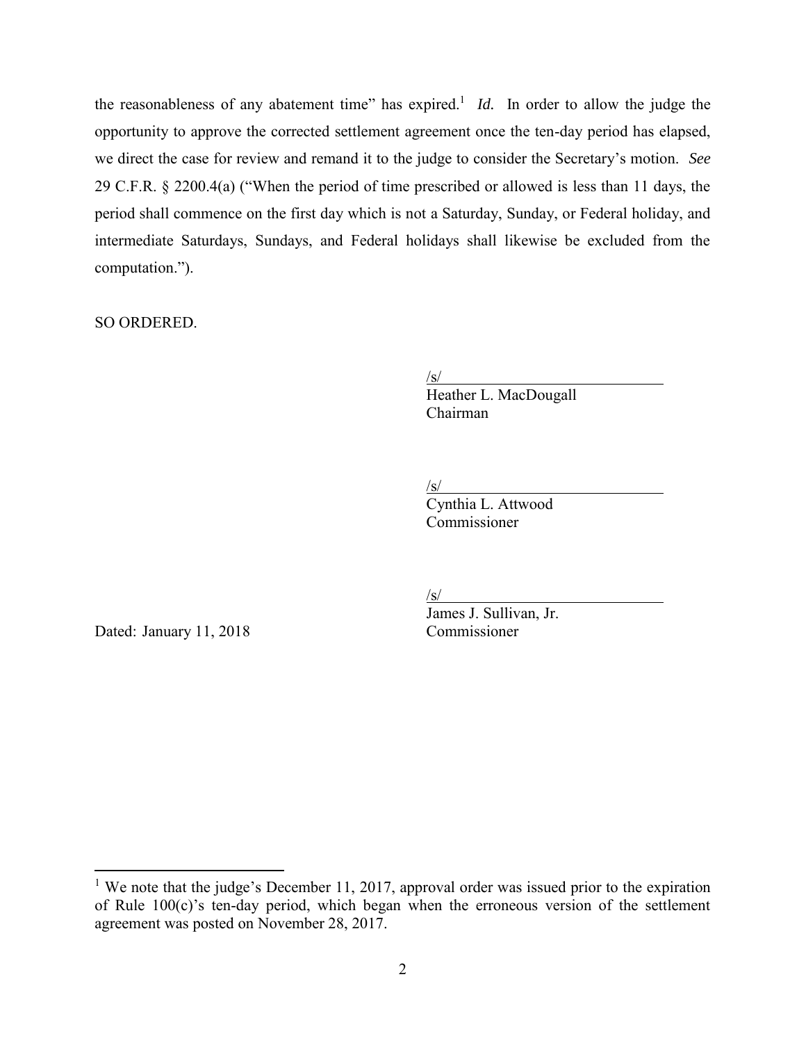the reasonableness of any abatement time" has expired.[1] *Id.* In order to allow the judge the opportunity to approve the corrected settlement agreement once the ten-day period has elapsed, we direct the case for review and remand it to the judge to consider the Secretary's motion. *See* 29 C.F.R. § 2200.4(a) ("When the period of time prescribed or allowed is less than 11 days, the period shall commence on the first day which is not a Saturday, Sunday, or Federal holiday, and intermediate Saturdays, Sundays, and Federal holidays shall likewise be excluded from the computation.").

SO ORDERED.

/s/
Heather L. MacDougall
Chairman

/s/
Cynthia L. Attwood
Commissioner

/s/
James J. Sullivan, Jr.
Commissioner

Dated: January 11, 2018

[1] We note that the judge's December 11, 2017, approval order was issued prior to the expiration of Rule 100(c)'s ten-day period, which began when the erroneous version of the settlement agreement was posted on November 28, 2017.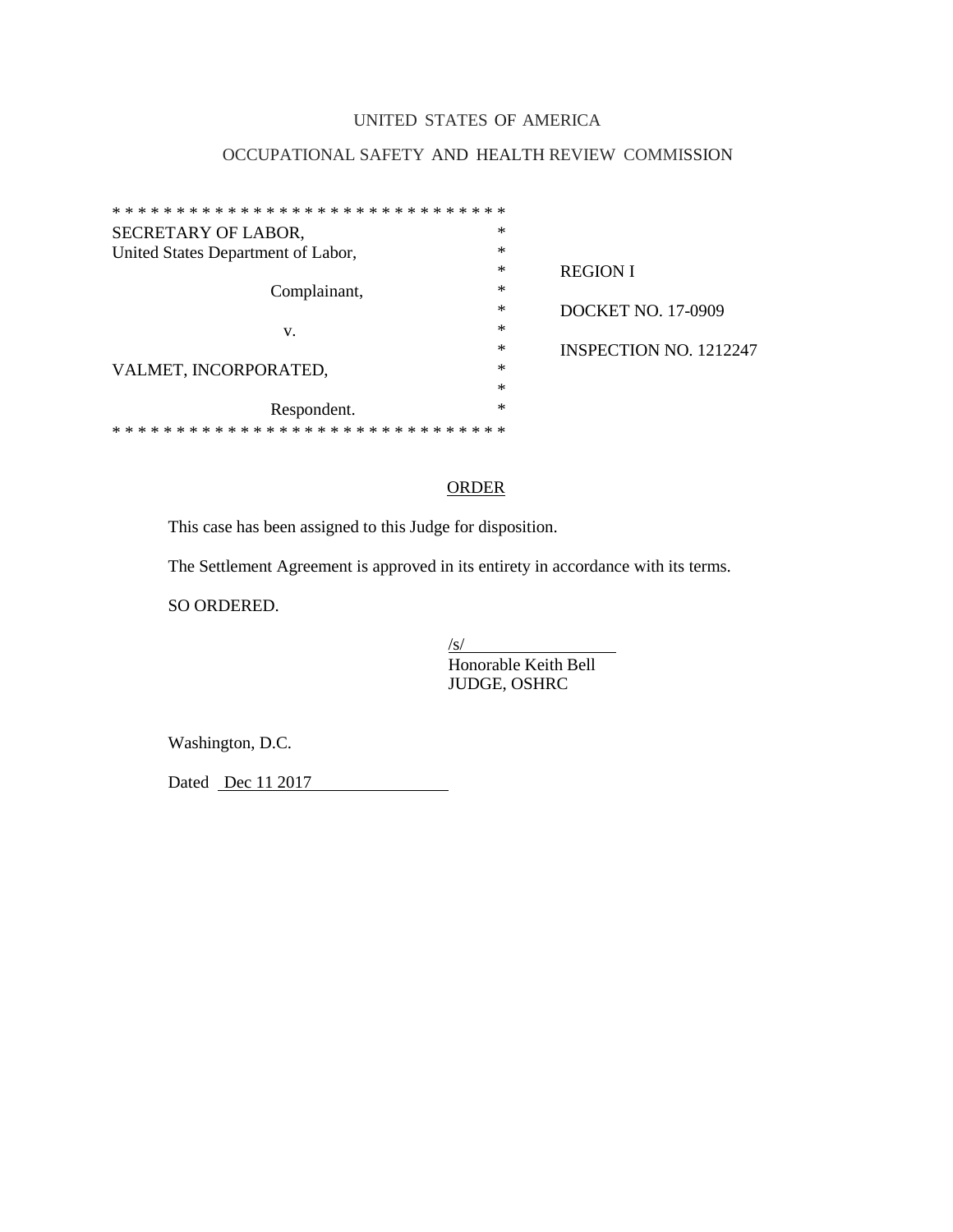UNITED STATES OF AMERICA

OCCUPATIONAL SAFETY AND HEALTH REVIEW COMMISSION

| | |
|---|---|
| SECRETARY OF LABOR, United States Department of Labor, Complainant, | REGION I |
| v. | DOCKET NO. 17-0909 |
| VALMET, INCORPORATED, Respondent. | INSPECTION NO. 1212247 |

ORDER

This case has been assigned to this Judge for disposition.

The Settlement Agreement is approved in its entirety in accordance with its terms.

SO ORDERED.

/s/
Honorable Keith Bell
JUDGE, OSHRC

Washington, D.C.

Dated Dec 11 2017